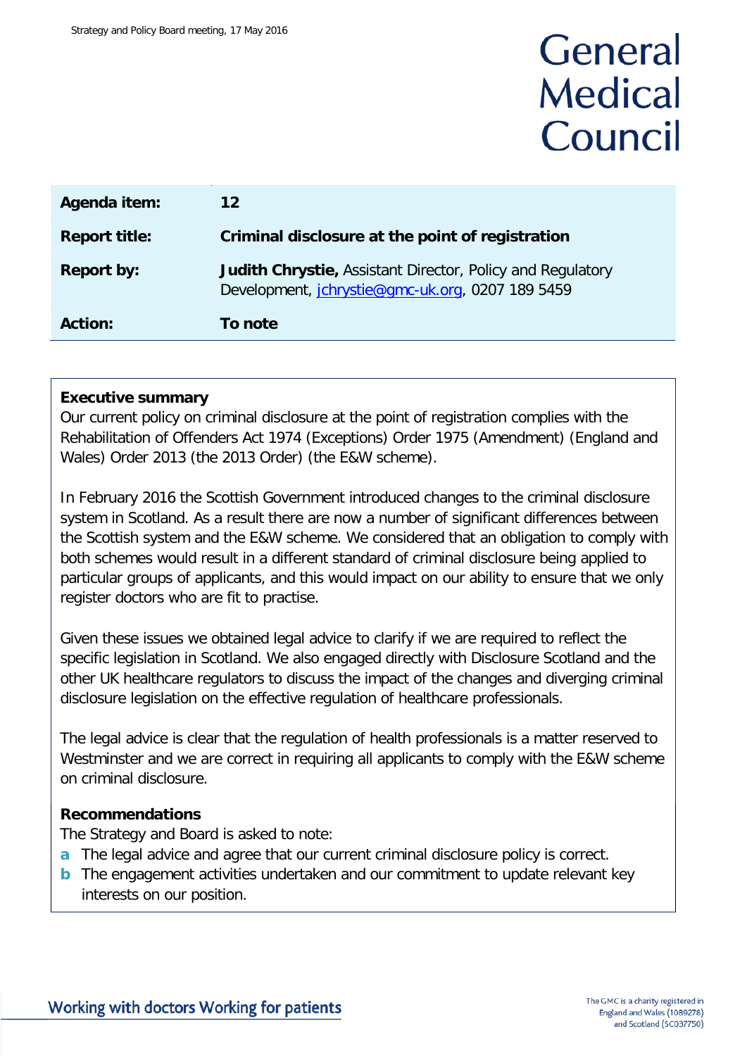General Medical Council

| Agenda item: | 12 |
| --- | --- |
| Report title: | **Criminal disclosure at the point of registration** |
| Report by: | **Judith Chrystie,** Assistant Director, Policy and Regulatory Development, jchrystie@gmc-uk.org, 0207 189 5459 |
| Action: | **To note** |

**Executive summary**

Our current policy on criminal disclosure at the point of registration complies with the Rehabilitation of Offenders Act 1974 (Exceptions) Order 1975 (Amendment) (England and Wales) Order 2013 (the 2013 Order) (the E&W scheme).

In February 2016 the Scottish Government introduced changes to the criminal disclosure system in Scotland. As a result there are now a number of significant differences between the Scottish system and the E&W scheme. We considered that an obligation to comply with both schemes would result in a different standard of criminal disclosure being applied to particular groups of applicants, and this would impact on our ability to ensure that we only register doctors who are fit to practise.

Given these issues we obtained legal advice to clarify if we are required to reflect the specific legislation in Scotland. We also engaged directly with Disclosure Scotland and the other UK healthcare regulators to discuss the impact of the changes and diverging criminal disclosure legislation on the effective regulation of healthcare professionals.

The legal advice is clear that the regulation of health professionals is a matter reserved to Westminster and we are correct in requiring all applicants to comply with the E&W scheme on criminal disclosure.

**Recommendations**

The Strategy and Board is asked to note:

- **a** The legal advice and agree that our current criminal disclosure policy is correct.
- **b** The engagement activities undertaken and our commitment to update relevant key interests on our position.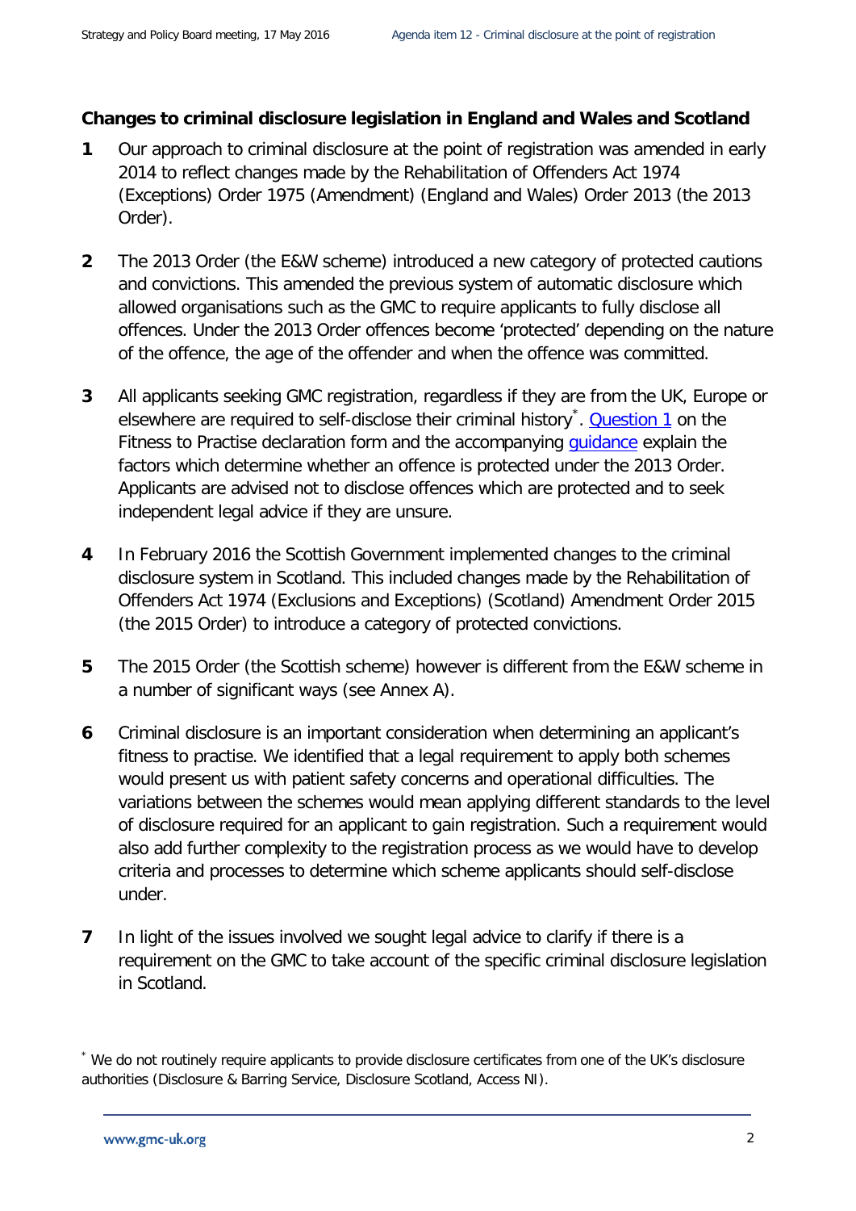**Changes to criminal disclosure legislation in England and Wales and Scotland**

**1** Our approach to criminal disclosure at the point of registration was amended in early 2014 to reflect changes made by the Rehabilitation of Offenders Act 1974 (Exceptions) Order 1975 (Amendment) (England and Wales) Order 2013 (the 2013 Order).

**2** The 2013 Order (the E&W scheme) introduced a new category of protected cautions and convictions. This amended the previous system of automatic disclosure which allowed organisations such as the GMC to require applicants to fully disclose all offences. Under the 2013 Order offences become 'protected' depending on the nature of the offence, the age of the offender and when the offence was committed.

**3** All applicants seeking GMC registration, regardless if they are from the UK, Europe or elsewhere are required to self-disclose their criminal history[*]. Question 1 on the Fitness to Practise declaration form and the accompanying guidance explain the factors which determine whether an offence is protected under the 2013 Order. Applicants are advised not to disclose offences which are protected and to seek independent legal advice if they are unsure.

**4** In February 2016 the Scottish Government implemented changes to the criminal disclosure system in Scotland. This included changes made by the Rehabilitation of Offenders Act 1974 (Exclusions and Exceptions) (Scotland) Amendment Order 2015 (the 2015 Order) to introduce a category of protected convictions.

**5** The 2015 Order (the Scottish scheme) however is different from the E&W scheme in a number of significant ways (see Annex A).

**6** Criminal disclosure is an important consideration when determining an applicant's fitness to practise. We identified that a legal requirement to apply both schemes would present us with patient safety concerns and operational difficulties. The variations between the schemes would mean applying different standards to the level of disclosure required for an applicant to gain registration. Such a requirement would also add further complexity to the registration process as we would have to develop criteria and processes to determine which scheme applicants should self-disclose under.

**7** In light of the issues involved we sought legal advice to clarify if there is a requirement on the GMC to take account of the specific criminal disclosure legislation in Scotland.

[*] We do not routinely require applicants to provide disclosure certificates from one of the UK's disclosure authorities (Disclosure & Barring Service, Disclosure Scotland, Access NI).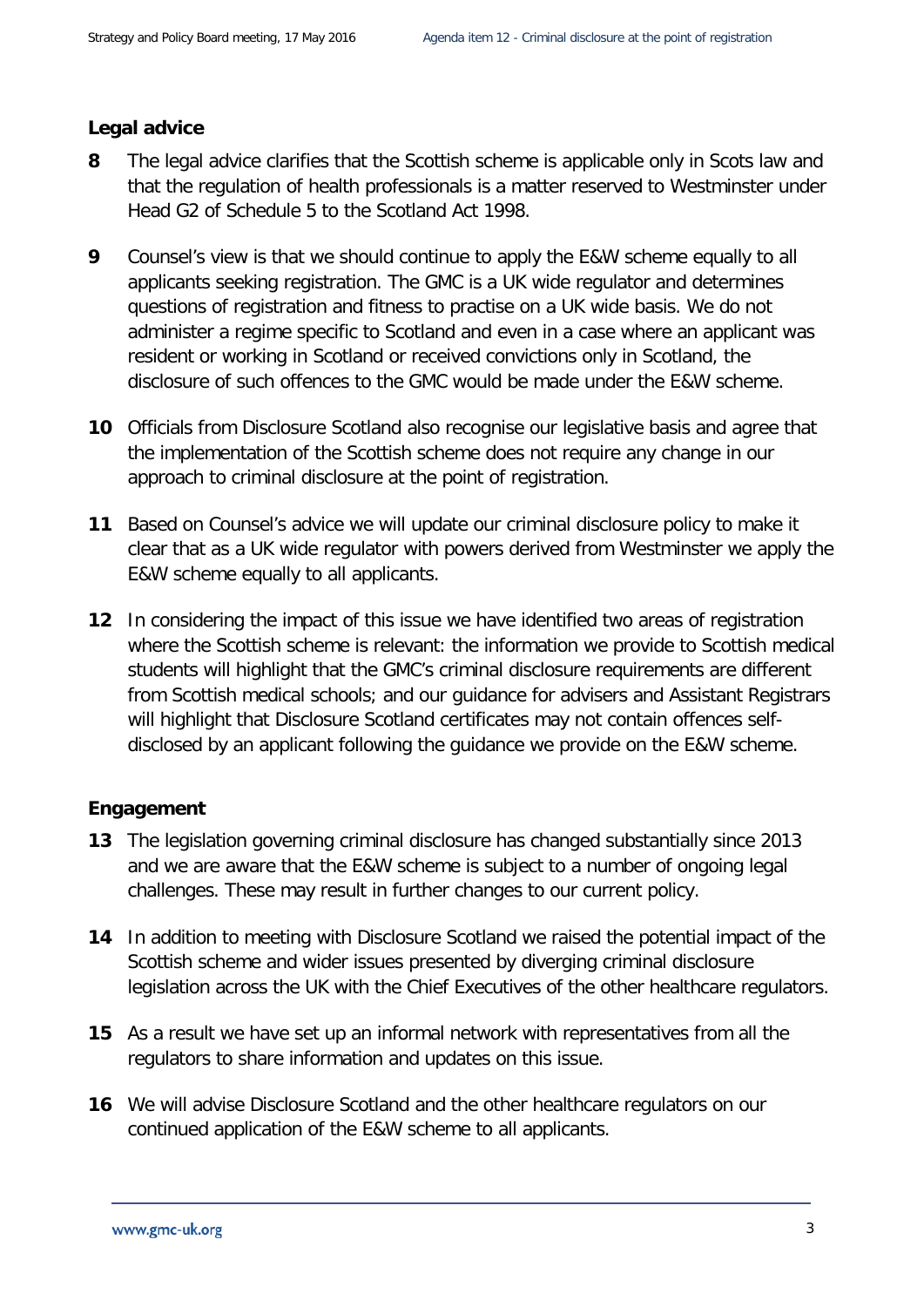## Legal advice

**8** The legal advice clarifies that the Scottish scheme is applicable only in Scots law and that the regulation of health professionals is a matter reserved to Westminster under Head G2 of Schedule 5 to the Scotland Act 1998.

**9** Counsel's view is that we should continue to apply the E&W scheme equally to all applicants seeking registration. The GMC is a UK wide regulator and determines questions of registration and fitness to practise on a UK wide basis. We do not administer a regime specific to Scotland and even in a case where an applicant was resident or working in Scotland or received convictions only in Scotland, the disclosure of such offences to the GMC would be made under the E&W scheme.

**10** Officials from Disclosure Scotland also recognise our legislative basis and agree that the implementation of the Scottish scheme does not require any change in our approach to criminal disclosure at the point of registration.

**11** Based on Counsel's advice we will update our criminal disclosure policy to make it clear that as a UK wide regulator with powers derived from Westminster we apply the E&W scheme equally to all applicants.

**12** In considering the impact of this issue we have identified two areas of registration where the Scottish scheme is relevant: the information we provide to Scottish medical students will highlight that the GMC's criminal disclosure requirements are different from Scottish medical schools; and our guidance for advisers and Assistant Registrars will highlight that Disclosure Scotland certificates may not contain offences self-disclosed by an applicant following the guidance we provide on the E&W scheme.

## Engagement

**13** The legislation governing criminal disclosure has changed substantially since 2013 and we are aware that the E&W scheme is subject to a number of ongoing legal challenges. These may result in further changes to our current policy.

**14** In addition to meeting with Disclosure Scotland we raised the potential impact of the Scottish scheme and wider issues presented by diverging criminal disclosure legislation across the UK with the Chief Executives of the other healthcare regulators.

**15** As a result we have set up an informal network with representatives from all the regulators to share information and updates on this issue.

**16** We will advise Disclosure Scotland and the other healthcare regulators on our continued application of the E&W scheme to all applicants.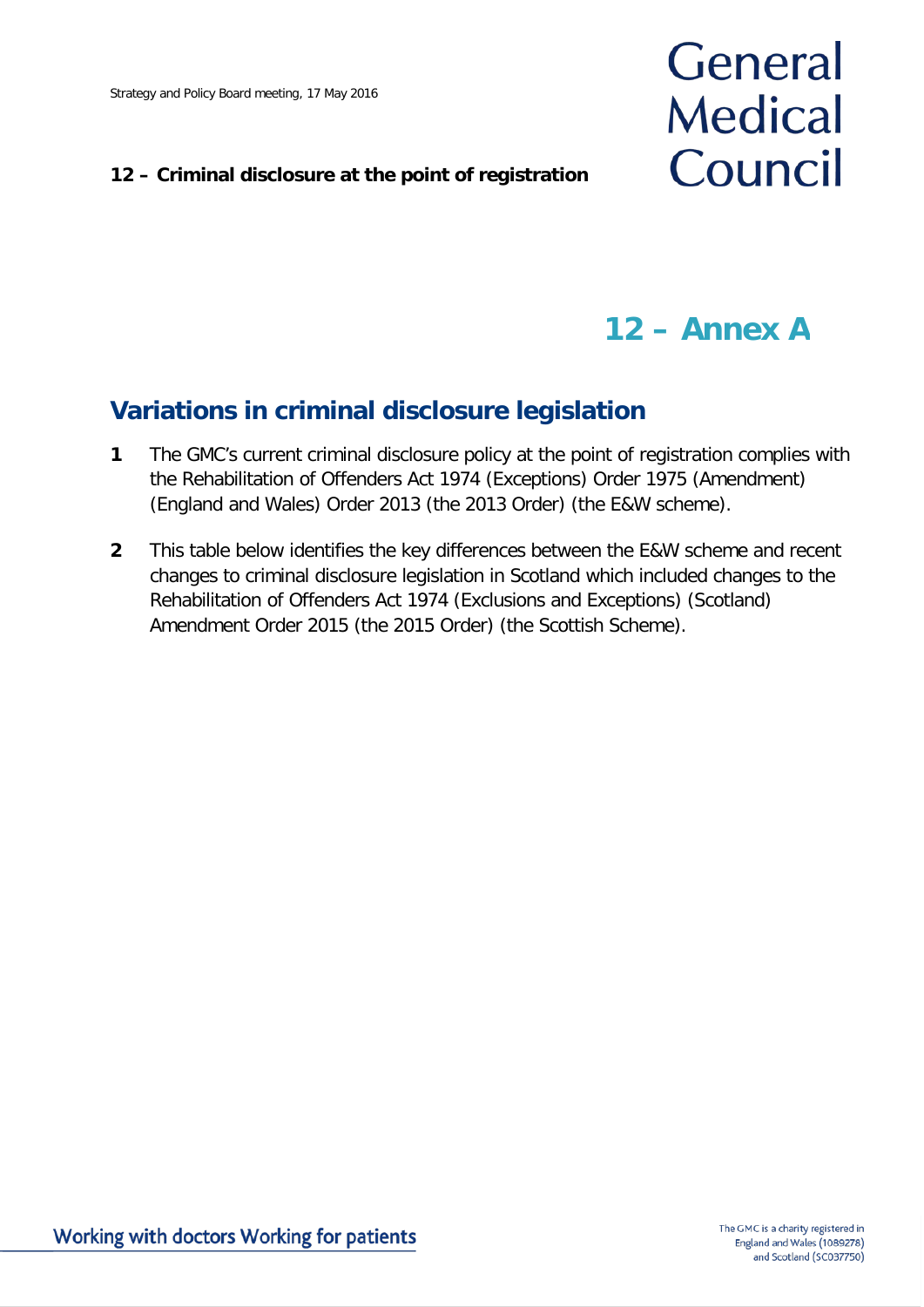# 12 – Annex A

## Variations in criminal disclosure legislation

**1** The GMC's current criminal disclosure policy at the point of registration complies with the Rehabilitation of Offenders Act 1974 (Exceptions) Order 1975 (Amendment) (England and Wales) Order 2013 (the 2013 Order) (the E&W scheme).

**2** This table below identifies the key differences between the E&W scheme and recent changes to criminal disclosure legislation in Scotland which included changes to the Rehabilitation of Offenders Act 1974 (Exclusions and Exceptions) (Scotland) Amendment Order 2015 (the 2015 Order) (the Scottish Scheme).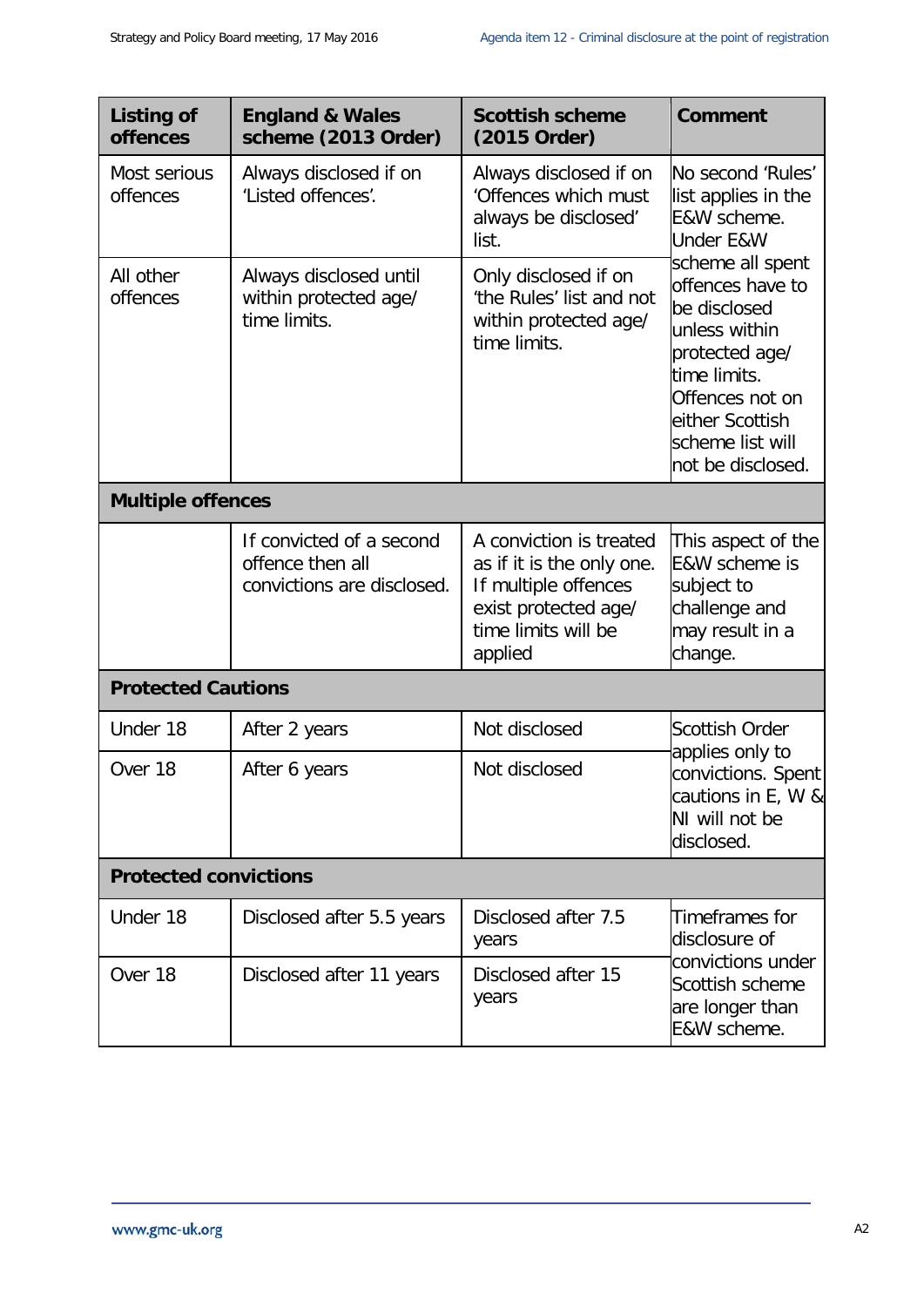| Listing of offences | England & Wales scheme (2013 Order) | Scottish scheme (2015 Order) | Comment |
|---|---|---|---|
| Most serious offences | Always disclosed if on 'Listed offences'. | Always disclosed if on 'Offences which must always be disclosed' list. | No second 'Rules' list applies in the E&W scheme. Under E&W scheme all spent offences have to be disclosed unless within protected age/ time limits. Offences not on either Scottish scheme list will not be disclosed. |
| All other offences | Always disclosed until within protected age/ time limits. | Only disclosed if on 'the Rules' list and not within protected age/ time limits. | |
| **Multiple offences** | | | |
| | If convicted of a second offence then all convictions are disclosed. | A conviction is treated as if it is the only one. If multiple offences exist protected age/ time limits will be applied | This aspect of the E&W scheme is subject to challenge and may result in a change. |
| **Protected Cautions** | | | |
| Under 18 | After 2 years | Not disclosed | Scottish Order applies only to convictions. Spent cautions in E, W & NI will not be disclosed. |
| Over 18 | After 6 years | Not disclosed | |
| **Protected convictions** | | | |
| Under 18 | Disclosed after 5.5 years | Disclosed after 7.5 years | Timeframes for disclosure of convictions under Scottish scheme are longer than E&W scheme. |
| Over 18 | Disclosed after 11 years | Disclosed after 15 years | |